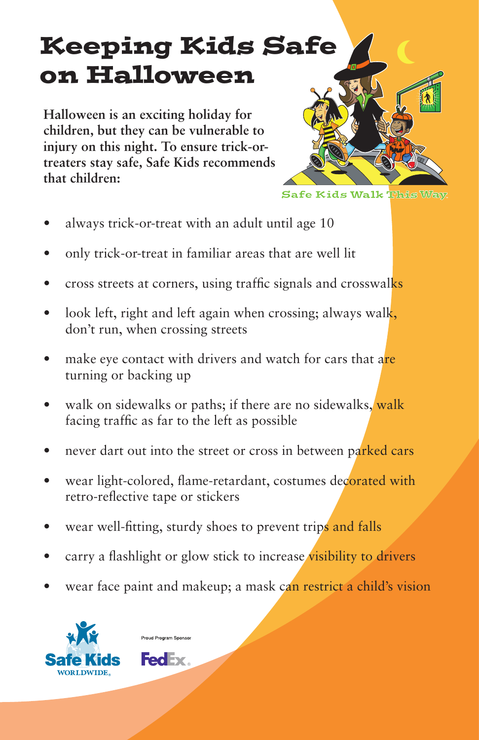# Keeping Kids Safe on Halloween

**Halloween is an exciting holiday for children, but they can be vulnerable to injury on this night. To ensure trick-or-treaters stay safe, Safe Kids recommends that children:**

Safe Kids Walk This Way

- always trick-or-treat with an adult until age 10
- only trick-or-treat in familiar areas that are well lit
- cross streets at corners, using traffic signals and crosswalks
- look left, right and left again when crossing; always walk, don't run, when crossing streets
- make eye contact with drivers and watch for cars that are turning or backing up
- walk on sidewalks or paths; if there are no sidewalks, walk facing traffic as far to the left as possible
- never dart out into the street or cross in between parked cars
- wear light-colored, flame-retardant, costumes decorated with retro-reflective tape or stickers
- wear well-fitting, sturdy shoes to prevent trips and falls
- carry a flashlight or glow stick to increase visibility to drivers
- wear face paint and makeup; a mask can restrict a child's vision

Safe Kids WORLDWIDE

Proud Program Sponsor

FedEx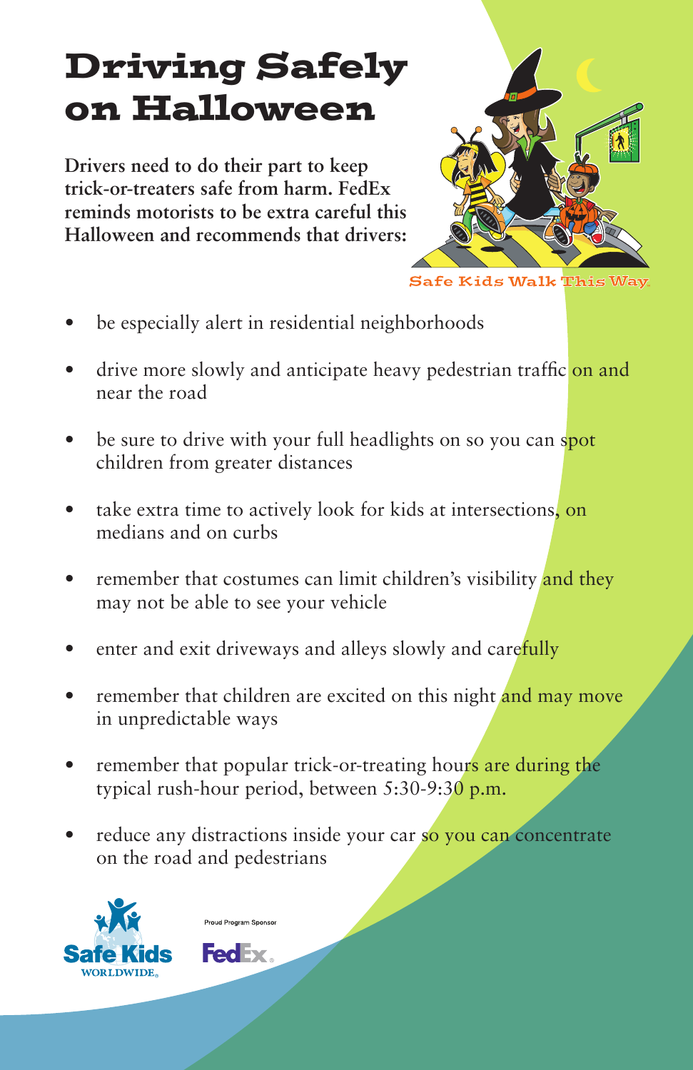# Driving Safely on Halloween

**Drivers need to do their part to keep trick-or-treaters safe from harm. FedEx reminds motorists to be extra careful this Halloween and recommends that drivers:**

Safe Kids Walk This Way

- be especially alert in residential neighborhoods
- drive more slowly and anticipate heavy pedestrian traffic on and near the road
- be sure to drive with your full headlights on so you can spot children from greater distances
- take extra time to actively look for kids at intersections, on medians and on curbs
- remember that costumes can limit children's visibility and they may not be able to see your vehicle
- enter and exit driveways and alleys slowly and carefully
- remember that children are excited on this night and may move in unpredictable ways
- remember that popular trick-or-treating hours are during the typical rush-hour period, between 5:30-9:30 p.m.
- reduce any distractions inside your car so you can concentrate on the road and pedestrians

Safe Kids WORLDWIDE

Proud Program Sponsor FedEx